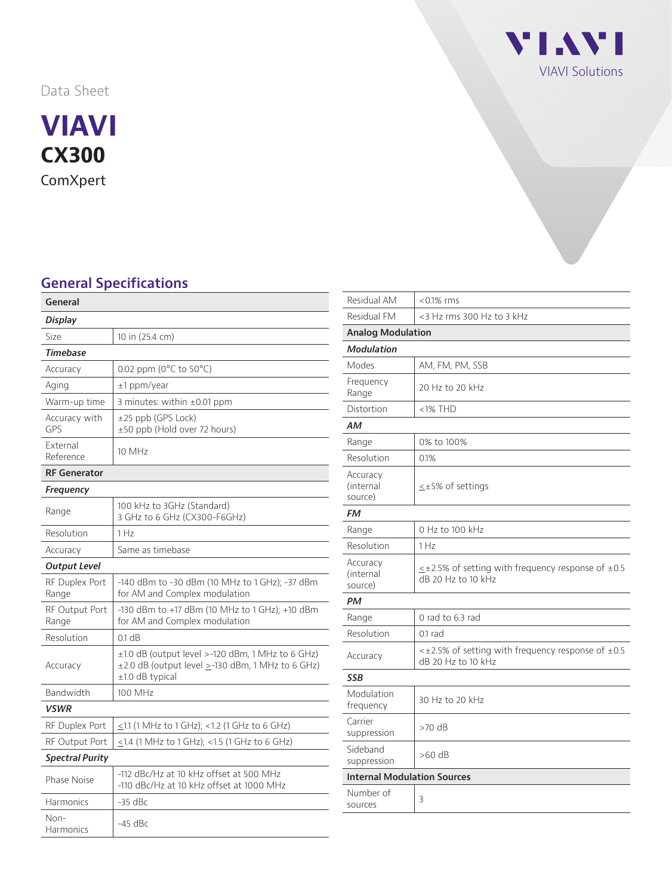Data Sheet

# VIAVI
## CX300
ComXpert

VIAVI Solutions

## General Specifications

| | |
|---|---|
| **General** | |
| ***Display*** | |
| Size | 10 in (25.4 cm) |
| ***Timebase*** | |
| Accuracy | 0.02 ppm (0°C to 50°C) |
| Aging | ±1 ppm/year |
| Warm-up time | 3 minutes: within ±0.01 ppm |
| Accuracy with GPS | ±25 ppb (GPS Lock)<br>±50 ppb (Hold over 72 hours) |
| External Reference | 10 MHz |
| **RF Generator** | |
| ***Frequency*** | |
| Range | 100 kHz to 3GHz (Standard)<br>3 GHz to 6 GHz (CX300-F6GHz) |
| Resolution | 1 Hz |
| Accuracy | Same as timebase |
| ***Output Level*** | |
| RF Duplex Port Range | -140 dBm to -30 dBm (10 MHz to 1 GHz); -37 dBm for AM and Complex modulation |
| RF Output Port Range | -130 dBm to +17 dBm (10 MHz to 1 GHz); +10 dBm for AM and Complex modulation |
| Resolution | 0.1 dB |
| Accuracy | ±1.0 dB (output level >-120 dBm, 1 MHz to 6 GHz)<br>±2.0 dB (output level ≥-130 dBm, 1 MHz to 6 GHz)<br>±1.0 dB typical |
| Bandwidth | 100 MHz |
| ***VSWR*** | |
| RF Duplex Port | ≤1.1 (1 MHz to 1 GHz); <1.2 (1 GHz to 6 GHz) |
| RF Output Port | ≤1.4 (1 MHz to 1 GHz); <1.5 (1 GHz to 6 GHz) |
| ***Spectral Purity*** | |
| Phase Noise | -112 dBc/Hz at 10 kHz offset at 500 MHz<br>-110 dBc/Hz at 10 kHz offset at 1000 MHz |
| Harmonics | -35 dBc |
| Non-Harmonics | -45 dBc |
| Residual AM | <0.1% rms |
| Residual FM | <3 Hz rms 300 Hz to 3 kHz |
| **Analog Modulation** | |
| ***Modulation*** | |
| Modes | AM, FM, PM, SSB |
| Frequency Range | 20 Hz to 20 kHz |
| Distortion | <1% THD |
| ***AM*** | |
| Range | 0% to 100% |
| Resolution | 0.1% |
| Accuracy (internal source) | ≤±5% of settings |
| ***FM*** | |
| Range | 0 Hz to 100 kHz |
| Resolution | 1 Hz |
| Accuracy (internal source) | ≤±2.5% of setting with frequency response of ±0.5 dB 20 Hz to 10 kHz |
| ***PM*** | |
| Range | 0 rad to 6.3 rad |
| Resolution | 0.1 rad |
| Accuracy | <±2.5% of setting with frequency response of ±0.5 dB 20 Hz to 10 kHz |
| ***SSB*** | |
| Modulation frequency | 30 Hz to 20 kHz |
| Carrier suppression | >70 dB |
| Sideband suppression | >60 dB |
| **Internal Modulation Sources** | |
| Number of sources | 3 |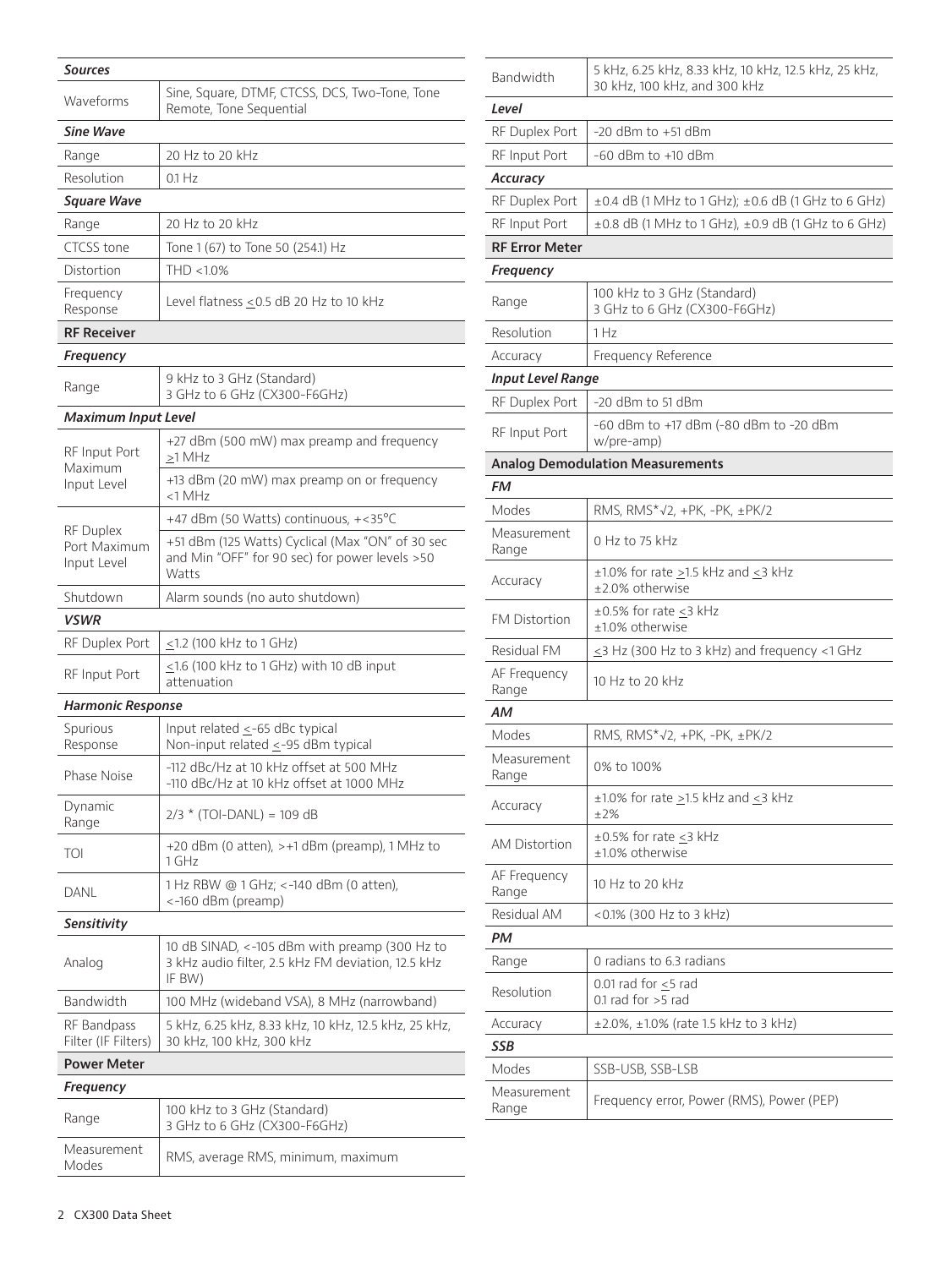| ***Sources*** | |
|---|---|
| Waveforms | Sine, Square, DTMF, CTCSS, DCS, Two-Tone, Tone Remote, Tone Sequential |
| ***Sine Wave*** | |
| Range | 20 Hz to 20 kHz |
| Resolution | 0.1 Hz |
| ***Square Wave*** | |
| Range | 20 Hz to 20 kHz |
| CTCSS tone | Tone 1 (67) to Tone 50 (254.1) Hz |
| Distortion | THD <1.0% |
| Frequency Response | Level flatness ≤0.5 dB 20 Hz to 10 kHz |
| **RF Receiver** | |
| ***Frequency*** | |
| Range | 9 kHz to 3 GHz (Standard)<br>3 GHz to 6 GHz (CX300-F6GHz) |
| ***Maximum Input Level*** | |
| RF Input Port Maximum Input Level | +27 dBm (500 mW) max preamp and frequency ≥1 MHz |
| | +13 dBm (20 mW) max preamp on or frequency <1 MHz |
| RF Duplex Port Maximum Input Level | +47 dBm (50 Watts) continuous, +<35°C |
| | +51 dBm (125 Watts) Cyclical (Max "ON" of 30 sec and Min "OFF" for 90 sec) for power levels >50 Watts |
| Shutdown | Alarm sounds (no auto shutdown) |
| ***VSWR*** | |
| RF Duplex Port | ≤1.2 (100 kHz to 1 GHz) |
| RF Input Port | ≤1.6 (100 kHz to 1 GHz) with 10 dB input attenuation |
| ***Harmonic Response*** | |
| Spurious Response | Input related ≤-65 dBc typical<br>Non-input related ≤-95 dBm typical |
| Phase Noise | -112 dBc/Hz at 10 kHz offset at 500 MHz<br>-110 dBc/Hz at 10 kHz offset at 1000 MHz |
| Dynamic Range | 2/3 * (TOI-DANL) = 109 dB |
| TOI | +20 dBm (0 atten), >+1 dBm (preamp), 1 MHz to 1 GHz |
| DANL | 1 Hz RBW @ 1 GHz; <-140 dBm (0 atten), <-160 dBm (preamp) |
| ***Sensitivity*** | |
| Analog | 10 dB SINAD, <-105 dBm with preamp (300 Hz to 3 kHz audio filter, 2.5 kHz FM deviation, 12.5 kHz IF BW) |
| Bandwidth | 100 MHz (wideband VSA), 8 MHz (narrowband) |
| RF Bandpass Filter (IF Filters) | 5 kHz, 6.25 kHz, 8.33 kHz, 10 kHz, 12.5 kHz, 25 kHz, 30 kHz, 100 kHz, 300 kHz |
| **Power Meter** | |
| ***Frequency*** | |
| Range | 100 kHz to 3 GHz (Standard)<br>3 GHz to 6 GHz (CX300-F6GHz) |
| Measurement Modes | RMS, average RMS, minimum, maximum |
| Bandwidth | 5 kHz, 6.25 kHz, 8.33 kHz, 10 kHz, 12.5 kHz, 25 kHz, 30 kHz, 100 kHz, and 300 kHz |
| ***Level*** | |
| RF Duplex Port | -20 dBm to +51 dBm |
| RF Input Port | -60 dBm to +10 dBm |
| ***Accuracy*** | |
| RF Duplex Port | ±0.4 dB (1 MHz to 1 GHz); ±0.6 dB (1 GHz to 6 GHz) |
| RF Input Port | ±0.8 dB (1 MHz to 1 GHz), ±0.9 dB (1 GHz to 6 GHz) |
| **RF Error Meter** | |
| ***Frequency*** | |
| Range | 100 kHz to 3 GHz (Standard)<br>3 GHz to 6 GHz (CX300-F6GHz) |
| Resolution | 1 Hz |
| Accuracy | Frequency Reference |
| ***Input Level Range*** | |
| RF Duplex Port | -20 dBm to 51 dBm |
| RF Input Port | -60 dBm to +17 dBm (-80 dBm to -20 dBm w/pre-amp) |
| **Analog Demodulation Measurements** | |
| ***FM*** | |
| Modes | RMS, RMS*√2, +PK, -PK, ±PK/2 |
| Measurement Range | 0 Hz to 75 kHz |
| Accuracy | ±1.0% for rate ≥1.5 kHz and ≤3 kHz<br>±2.0% otherwise |
| FM Distortion | ±0.5% for rate ≤3 kHz<br>±1.0% otherwise |
| Residual FM | ≤3 Hz (300 Hz to 3 kHz) and frequency <1 GHz |
| AF Frequency Range | 10 Hz to 20 kHz |
| ***AM*** | |
| Modes | RMS, RMS*√2, +PK, -PK, ±PK/2 |
| Measurement Range | 0% to 100% |
| Accuracy | ±1.0% for rate ≥1.5 kHz and ≤3 kHz<br>±2% |
| AM Distortion | ±0.5% for rate ≤3 kHz<br>±1.0% otherwise |
| AF Frequency Range | 10 Hz to 20 kHz |
| Residual AM | <0.1% (300 Hz to 3 kHz) |
| ***PM*** | |
| Range | 0 radians to 6.3 radians |
| Resolution | 0.01 rad for ≤5 rad<br>0.1 rad for >5 rad |
| Accuracy | ±2.0%, ±1.0% (rate 1.5 kHz to 3 kHz) |
| ***SSB*** | |
| Modes | SSB-USB, SSB-LSB |
| Measurement Range | Frequency error, Power (RMS), Power (PEP) |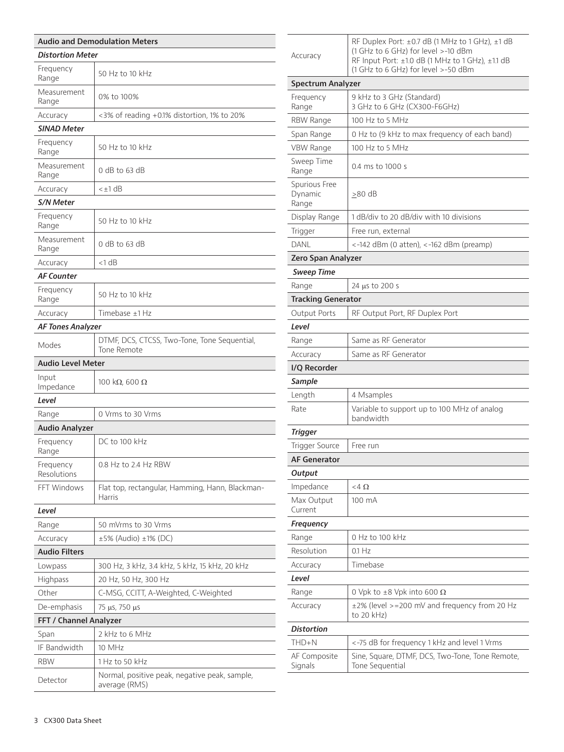| Audio and Demodulation Meters | |
|---|---|
| ***Distortion Meter*** | |
| Frequency Range | 50 Hz to 10 kHz |
| Measurement Range | 0% to 100% |
| Accuracy | <3% of reading +0.1% distortion, 1% to 20% |
| ***SINAD Meter*** | |
| Frequency Range | 50 Hz to 10 kHz |
| Measurement Range | 0 dB to 63 dB |
| Accuracy | < ±1 dB |
| ***S/N Meter*** | |
| Frequency Range | 50 Hz to 10 kHz |
| Measurement Range | 0 dB to 63 dB |
| Accuracy | <1 dB |
| ***AF Counter*** | |
| Frequency Range | 50 Hz to 10 kHz |
| Accuracy | Timebase ±1 Hz |
| ***AF Tones Analyzer*** | |
| Modes | DTMF, DCS, CTCSS, Two-Tone, Tone Sequential, Tone Remote |
| **Audio Level Meter** | |
| Input Impedance | 100 kΩ, 600 Ω |
| ***Level*** | |
| Range | 0 Vrms to 30 Vrms |
| **Audio Analyzer** | |
| Frequency Range | DC to 100 kHz |
| Frequency Resolutions | 0.8 Hz to 2.4 Hz RBW |
| FFT Windows | Flat top, rectangular, Hamming, Hann, Blackman-Harris |
| ***Level*** | |
| Range | 50 mVrms to 30 Vrms |
| Accuracy | ±5% (Audio) ±1% (DC) |
| **Audio Filters** | |
| Lowpass | 300 Hz, 3 kHz, 3.4 kHz, 5 kHz, 15 kHz, 20 kHz |
| Highpass | 20 Hz, 50 Hz, 300 Hz |
| Other | C-MSG, CCITT, A-Weighted, C-Weighted |
| De-emphasis | 75 µs, 750 µs |
| **FFT / Channel Analyzer** | |
| Span | 2 kHz to 6 MHz |
| IF Bandwidth | 10 MHz |
| RBW | 1 Hz to 50 kHz |
| Detector | Normal, positive peak, negative peak, sample, average (RMS) |

| | |
|---|---|
| Accuracy | RF Duplex Port: ±0.7 dB (1 MHz to 1 GHz), ±1 dB (1 GHz to 6 GHz) for level >-10 dBm<br>RF Input Port: ±1.0 dB (1 MHz to 1 GHz), ±1.1 dB (1 GHz to 6 GHz) for level >-50 dBm |
| **Spectrum Analyzer** | |
| Frequency Range | 9 kHz to 3 GHz (Standard)<br>3 GHz to 6 GHz (CX300-F6GHz) |
| RBW Range | 100 Hz to 5 MHz |
| Span Range | 0 Hz to (9 kHz to max frequency of each band) |
| VBW Range | 100 Hz to 5 MHz |
| Sweep Time Range | 0.4 ms to 1000 s |
| Spurious Free Dynamic Range | >80 dB |
| Display Range | 1 dB/div to 20 dB/div with 10 divisions |
| Trigger | Free run, external |
| DANL | <-142 dBm (0 atten), <-162 dBm (preamp) |
| **Zero Span Analyzer** | |
| ***Sweep Time*** | |
| Range | 24 µs to 200 s |
| **Tracking Generator** | |
| Output Ports | RF Output Port, RF Duplex Port |
| ***Level*** | |
| Range | Same as RF Generator |
| Accuracy | Same as RF Generator |
| **I/Q Recorder** | |
| ***Sample*** | |
| Length | 4 Msamples |
| Rate | Variable to support up to 100 MHz of analog bandwidth |
| ***Trigger*** | |
| Trigger Source | Free run |
| **AF Generator** | |
| ***Output*** | |
| Impedance | <4 Ω |
| Max Output Current | 100 mA |
| ***Frequency*** | |
| Range | 0 Hz to 100 kHz |
| Resolution | 0.1 Hz |
| Accuracy | Timebase |
| ***Level*** | |
| Range | 0 Vpk to ±8 Vpk into 600 Ω |
| Accuracy | ±2% (level >=200 mV and frequency from 20 Hz to 20 kHz) |
| ***Distortion*** | |
| THD+N | <-75 dB for frequency 1 kHz and level 1 Vrms |
| AF Composite Signals | Sine, Square, DTMF, DCS, Two-Tone, Tone Remote, Tone Sequential |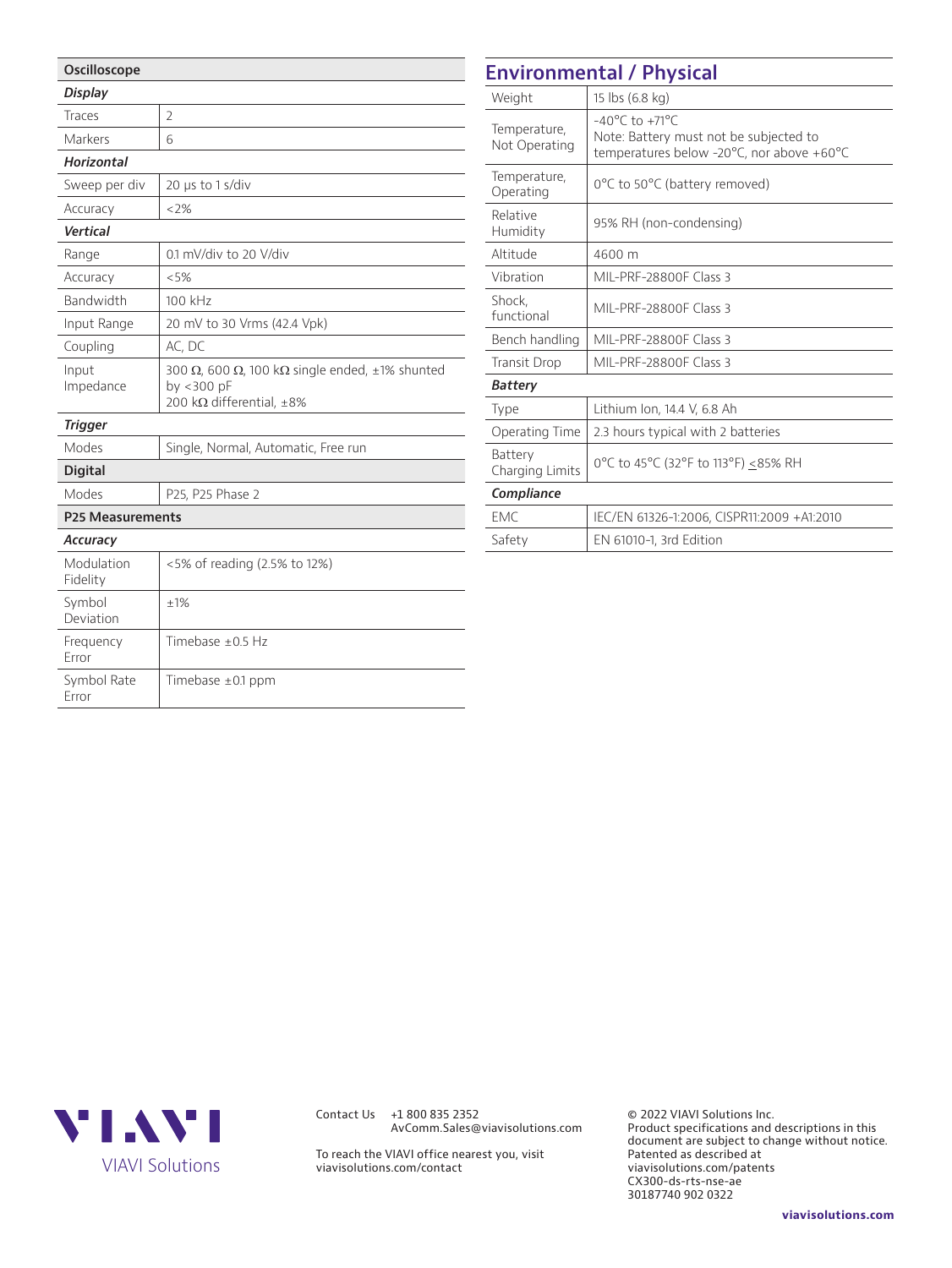| Oscilloscope | |
|---|---|
| ***Display*** | |
| Traces | 2 |
| Markers | 6 |
| ***Horizontal*** | |
| Sweep per div | 20 µs to 1 s/div |
| Accuracy | <2% |
| ***Vertical*** | |
| Range | 0.1 mV/div to 20 V/div |
| Accuracy | <5% |
| Bandwidth | 100 kHz |
| Input Range | 20 mV to 30 Vrms (42.4 Vpk) |
| Coupling | AC, DC |
| Input Impedance | 300 Ω, 600 Ω, 100 kΩ single ended, ±1% shunted by <300 pF<br>200 kΩ differential, ±8% |
| ***Trigger*** | |
| Modes | Single, Normal, Automatic, Free run |
| **Digital** | |
| Modes | P25, P25 Phase 2 |
| **P25 Measurements** | |
| ***Accuracy*** | |
| Modulation Fidelity | <5% of reading (2.5% to 12%) |
| Symbol Deviation | ±1% |
| Frequency Error | Timebase ±0.5 Hz |
| Symbol Rate Error | Timebase ±0.1 ppm |

## Environmental / Physical

| | |
|---|---|
| Weight | 15 lbs (6.8 kg) |
| Temperature, Not Operating | -40°C to +71°C<br>Note: Battery must not be subjected to temperatures below -20°C, nor above +60°C |
| Temperature, Operating | 0°C to 50°C (battery removed) |
| Relative Humidity | 95% RH (non-condensing) |
| Altitude | 4600 m |
| Vibration | MIL-PRF-28800F Class 3 |
| Shock, functional | MIL-PRF-28800F Class 3 |
| Bench handling | MIL-PRF-28800F Class 3 |
| Transit Drop | MIL-PRF-28800F Class 3 |
| ***Battery*** | |
| Type | Lithium Ion, 14.4 V, 6.8 Ah |
| Operating Time | 2.3 hours typical with 2 batteries |
| Battery Charging Limits | 0°C to 45°C (32°F to 113°F) ≤85% RH |
| ***Compliance*** | |
| EMC | IEC/EN 61326-1:2006, CISPR11:2009 +A1:2010 |
| Safety | EN 61010-1, 3rd Edition |

VIAVI Solutions

Contact Us +1 800 835 2352
AvComm.Sales@viavisolutions.com

To reach the VIAVI office nearest you, visit viavisolutions.com/contact

© 2022 VIAVI Solutions Inc.
Product specifications and descriptions in this document are subject to change without notice.
Patented as described at viavisolutions.com/patents
CX300-ds-rts-nse-ae
30187740 902 0322

viavisolutions.com